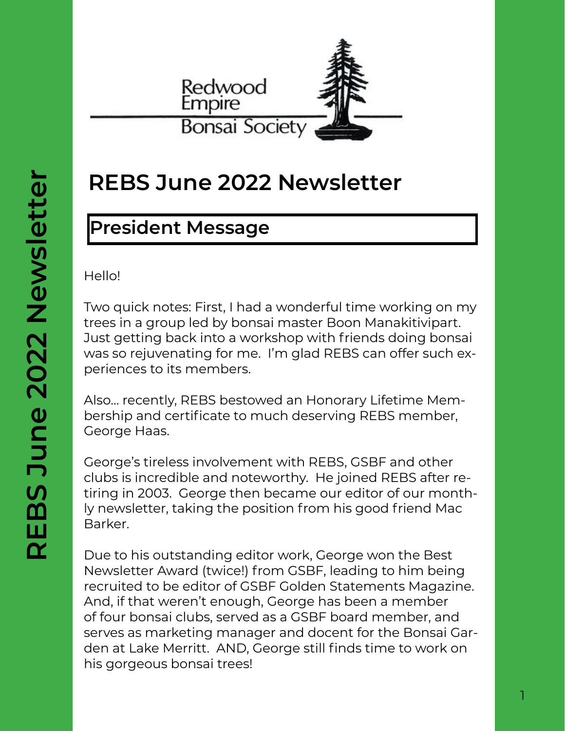Redwood Empire Bonsai Society

# REBS June 2022 Newsletter

## President Message

Hello!

Two quick notes: First, I had a wonderful time working on my trees in a group led by bonsai master Boon Manakitivipart. Just getting back into a workshop with friends doing bonsai was so rejuvenating for me. I'm glad REBS can offer such experiences to its members.

Also… recently, REBS bestowed an Honorary Lifetime Membership and certificate to much deserving REBS member, George Haas.

George's tireless involvement with REBS, GSBF and other clubs is incredible and noteworthy. He joined REBS after retiring in 2003. George then became our editor of our monthly newsletter, taking the position from his good friend Mac Barker.

Due to his outstanding editor work, George won the Best Newsletter Award (twice!) from GSBF, leading to him being recruited to be editor of GSBF Golden Statements Magazine. And, if that weren't enough, George has been a member of four bonsai clubs, served as a GSBF board member, and serves as marketing manager and docent for the Bonsai Garden at Lake Merritt. AND, George still finds time to work on his gorgeous bonsai trees!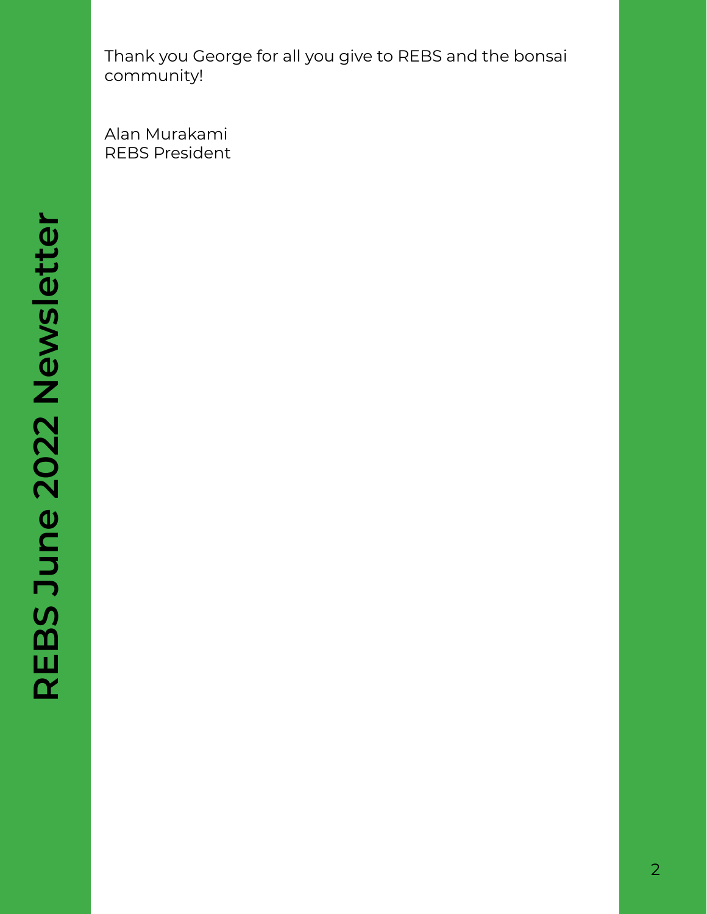Thank you George for all you give to REBS and the bonsai community!

Alan Murakami  
REBS President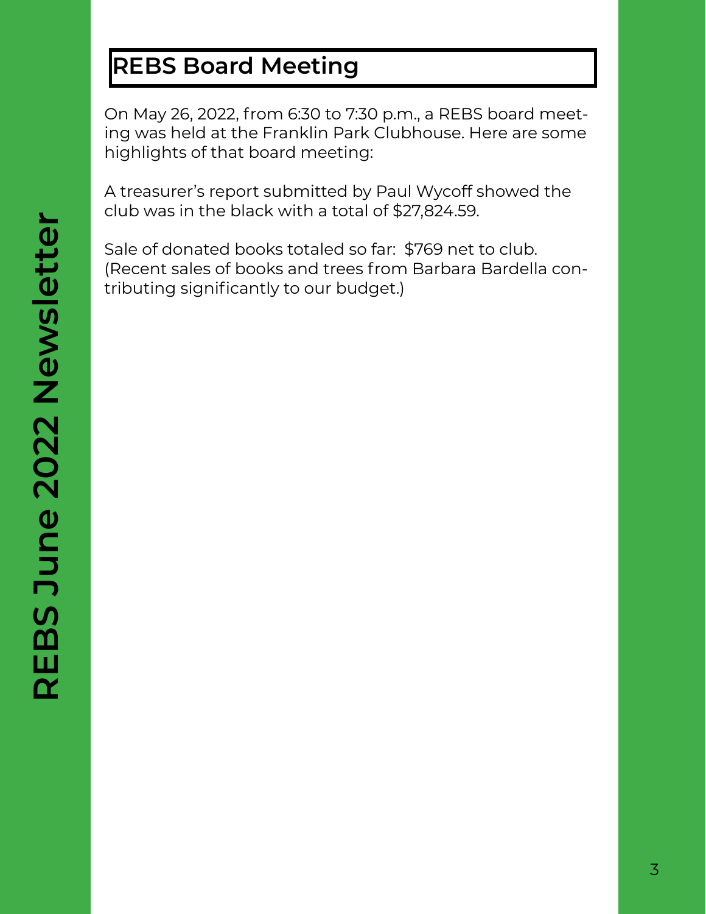## REBS Board Meeting

On May 26, 2022, from 6:30 to 7:30 p.m., a REBS board meeting was held at the Franklin Park Clubhouse. Here are some highlights of that board meeting:

A treasurer's report submitted by Paul Wycoff showed the club was in the black with a total of $27,824.59.

Sale of donated books totaled so far:  $769 net to club. (Recent sales of books and trees from Barbara Bardella contributing significantly to our budget.)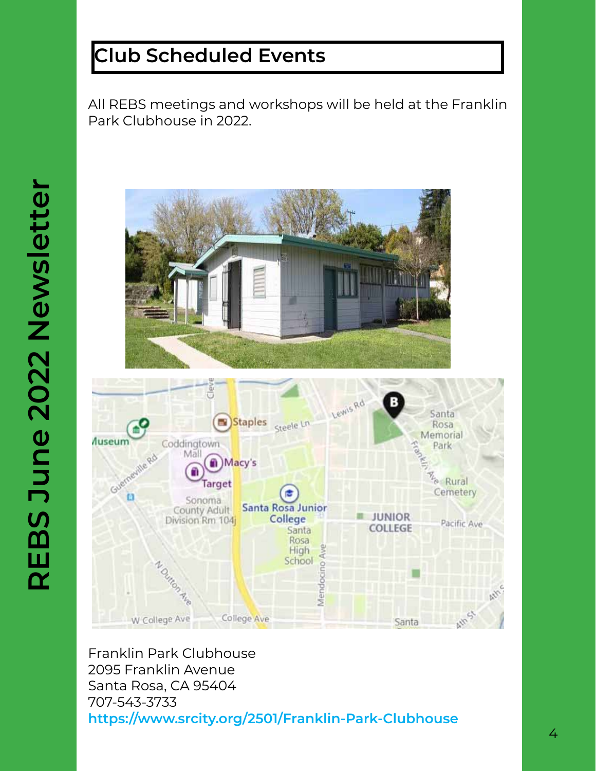# Club Scheduled Events

All REBS meetings and workshops will be held at the Franklin Park Clubhouse in 2022.

Franklin Park Clubhouse  
2095 Franklin Avenue  
Santa Rosa, CA 95404  
707-543-3733  
https://www.srcity.org/2501/Franklin-Park-Clubhouse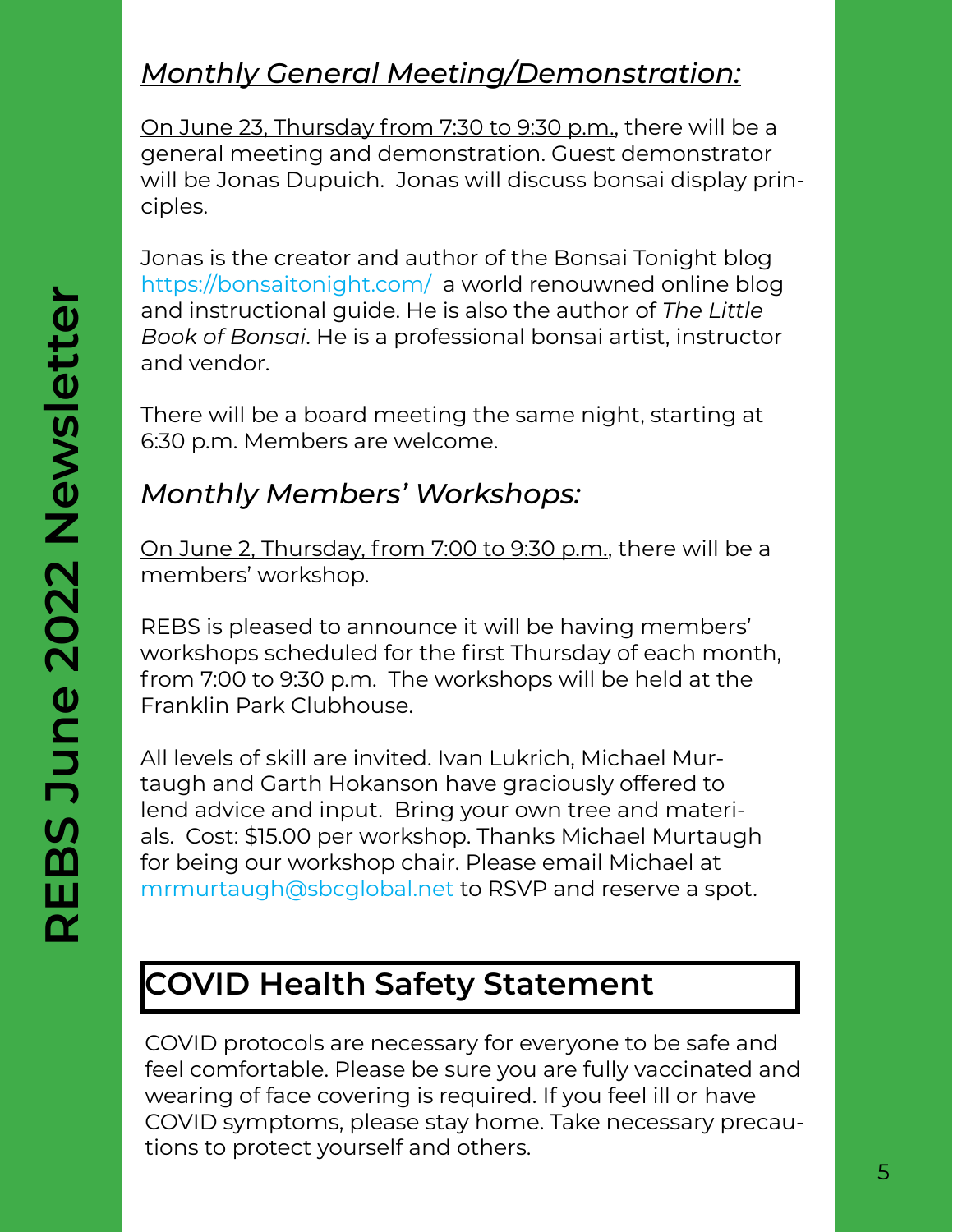## *Monthly General Meeting/Demonstration:*

On June 23, Thursday from 7:30 to 9:30 p.m., there will be a general meeting and demonstration. Guest demonstrator will be Jonas Dupuich. Jonas will discuss bonsai display principles.

Jonas is the creator and author of the Bonsai Tonight blog https://bonsaitonight.com/ a world renouwned online blog and instructional guide. He is also the author of *The Little Book of Bonsai*. He is a professional bonsai artist, instructor and vendor.

There will be a board meeting the same night, starting at 6:30 p.m. Members are welcome.

## *Monthly Members' Workshops:*

On June 2, Thursday, from 7:00 to 9:30 p.m., there will be a members' workshop.

REBS is pleased to announce it will be having members' workshops scheduled for the first Thursday of each month, from 7:00 to 9:30 p.m. The workshops will be held at the Franklin Park Clubhouse.

All levels of skill are invited. Ivan Lukrich, Michael Murtaugh and Garth Hokanson have graciously offered to lend advice and input. Bring your own tree and materials. Cost: $15.00 per workshop. Thanks Michael Murtaugh for being our workshop chair. Please email Michael at mrmurtaugh@sbcglobal.net to RSVP and reserve a spot.

## COVID Health Safety Statement

COVID protocols are necessary for everyone to be safe and feel comfortable. Please be sure you are fully vaccinated and wearing of face covering is required. If you feel ill or have COVID symptoms, please stay home. Take necessary precautions to protect yourself and others.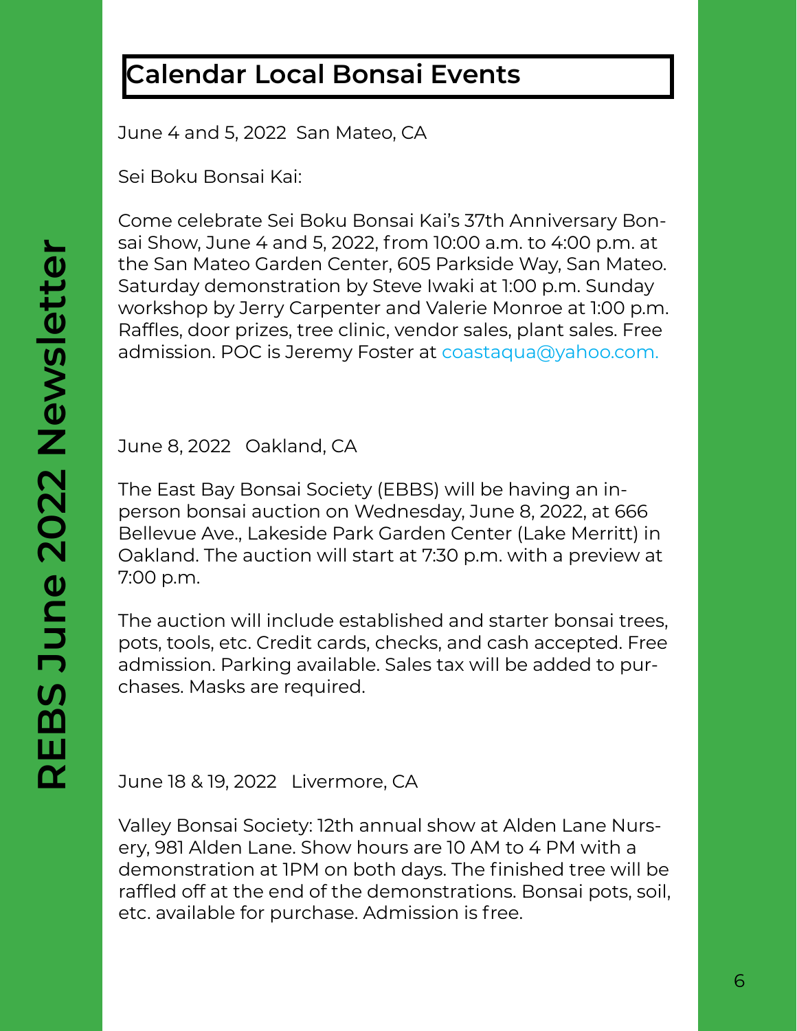# Calendar Local Bonsai Events

June 4 and 5, 2022  San Mateo, CA

Sei Boku Bonsai Kai:

Come celebrate Sei Boku Bonsai Kai's 37th Anniversary Bonsai Show, June 4 and 5, 2022, from 10:00 a.m. to 4:00 p.m. at the San Mateo Garden Center, 605 Parkside Way, San Mateo. Saturday demonstration by Steve Iwaki at 1:00 p.m. Sunday workshop by Jerry Carpenter and Valerie Monroe at 1:00 p.m. Raffles, door prizes, tree clinic, vendor sales, plant sales. Free admission. POC is Jeremy Foster at coastaqua@yahoo.com.

June 8, 2022   Oakland, CA

The East Bay Bonsai Society (EBBS) will be having an in-person bonsai auction on Wednesday, June 8, 2022, at 666 Bellevue Ave., Lakeside Park Garden Center (Lake Merritt) in Oakland. The auction will start at 7:30 p.m. with a preview at 7:00 p.m.

The auction will include established and starter bonsai trees, pots, tools, etc. Credit cards, checks, and cash accepted. Free admission. Parking available. Sales tax will be added to purchases. Masks are required.

June 18 & 19, 2022   Livermore, CA

Valley Bonsai Society: 12th annual show at Alden Lane Nursery, 981 Alden Lane. Show hours are 10 AM to 4 PM with a demonstration at 1PM on both days. The finished tree will be raffled off at the end of the demonstrations. Bonsai pots, soil, etc. available for purchase. Admission is free.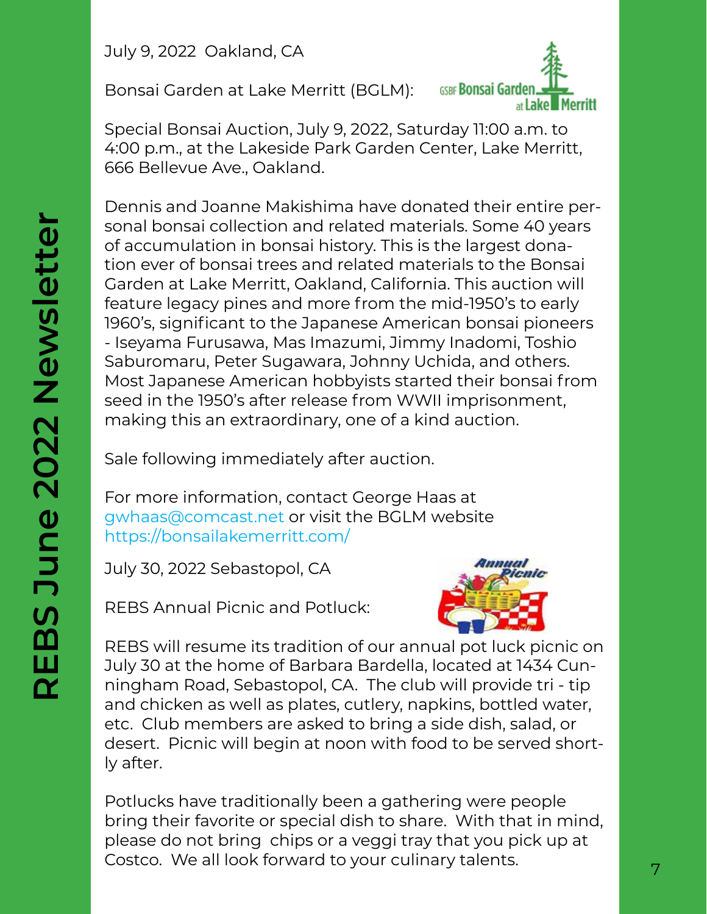July 9, 2022 Oakland, CA

Bonsai Garden at Lake Merritt (BGLM):

Special Bonsai Auction, July 9, 2022, Saturday 11:00 a.m. to 4:00 p.m., at the Lakeside Park Garden Center, Lake Merritt, 666 Bellevue Ave., Oakland.

Dennis and Joanne Makishima have donated their entire personal bonsai collection and related materials. Some 40 years of accumulation in bonsai history. This is the largest donation ever of bonsai trees and related materials to the Bonsai Garden at Lake Merritt, Oakland, California. This auction will feature legacy pines and more from the mid-1950's to early 1960's, significant to the Japanese American bonsai pioneers - Iseyama Furusawa, Mas Imazumi, Jimmy Inadomi, Toshio Saburomaru, Peter Sugawara, Johnny Uchida, and others. Most Japanese American hobbyists started their bonsai from seed in the 1950's after release from WWII imprisonment, making this an extraordinary, one of a kind auction.

Sale following immediately after auction.

For more information, contact George Haas at gwhaas@comcast.net or visit the BGLM website https://bonsailakemerritt.com/

July 30, 2022 Sebastopol, CA

REBS Annual Picnic and Potluck:

REBS will resume its tradition of our annual pot luck picnic on July 30 at the home of Barbara Bardella, located at 1434 Cunningham Road, Sebastopol, CA. The club will provide tri - tip and chicken as well as plates, cutlery, napkins, bottled water, etc. Club members are asked to bring a side dish, salad, or desert. Picnic will begin at noon with food to be served shortly after.

Potlucks have traditionally been a gathering were people bring their favorite or special dish to share. With that in mind, please do not bring chips or a veggi tray that you pick up at Costco. We all look forward to your culinary talents.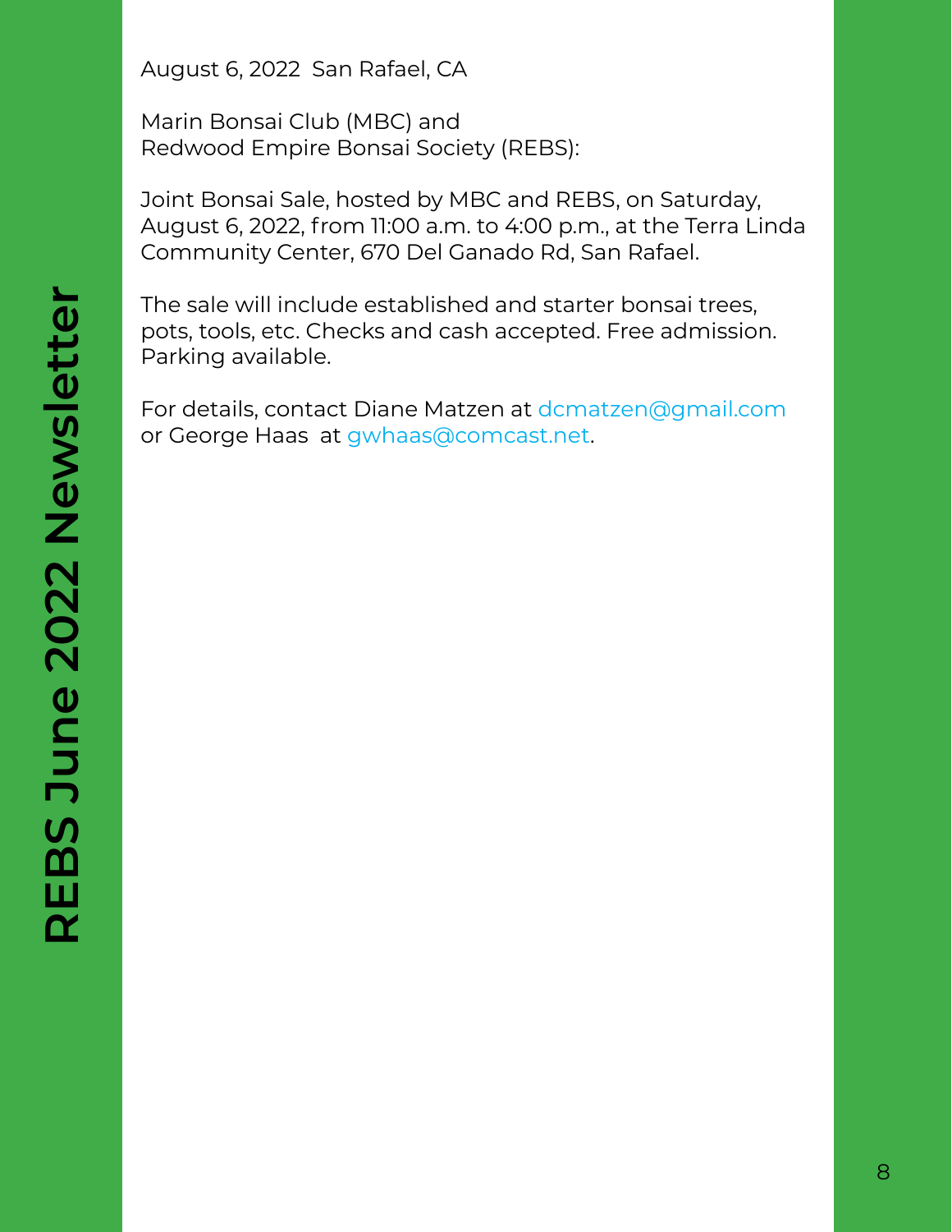August 6, 2022  San Rafael, CA

Marin Bonsai Club (MBC) and
Redwood Empire Bonsai Society (REBS):

Joint Bonsai Sale, hosted by MBC and REBS, on Saturday, August 6, 2022, from 11:00 a.m. to 4:00 p.m., at the Terra Linda Community Center, 670 Del Ganado Rd, San Rafael.

The sale will include established and starter bonsai trees, pots, tools, etc. Checks and cash accepted. Free admission. Parking available.

For details, contact Diane Matzen at dcmatzen@gmail.com or George Haas  at gwhaas@comcast.net.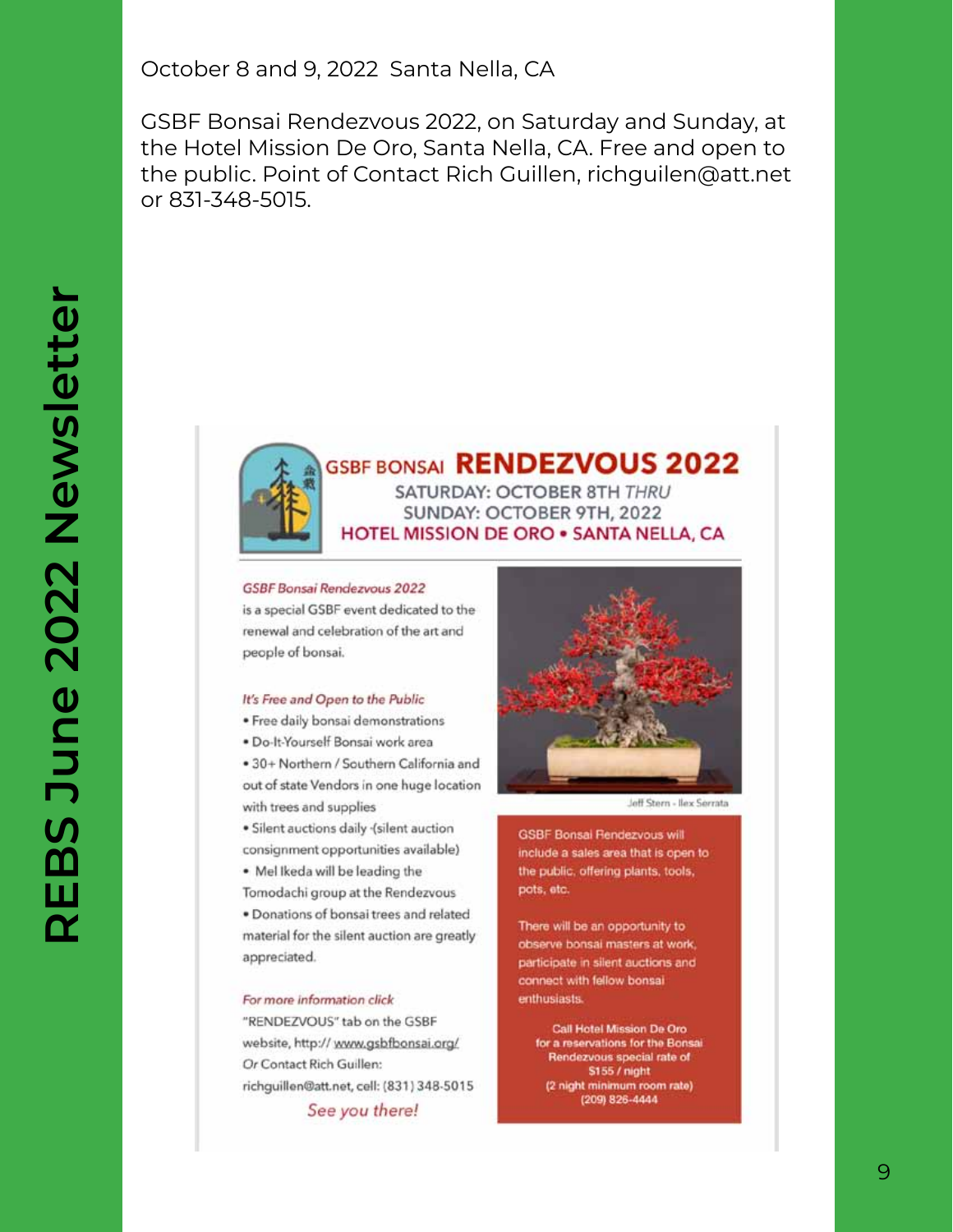October 8 and 9, 2022 Santa Nella, CA

GSBF Bonsai Rendezvous 2022, on Saturday and Sunday, at the Hotel Mission De Oro, Santa Nella, CA. Free and open to the public. Point of Contact Rich Guillen, richguilen@att.net or 831-348-5015.

## GSBF BONSAI RENDEZVOUS 2022

SATURDAY: OCTOBER 8TH *THRU*
SUNDAY: OCTOBER 9TH, 2022
HOTEL MISSION DE ORO • SANTA NELLA, CA

*GSBF Bonsai Rendezvous 2022* is a special GSBF event dedicated to the renewal and celebration of the art and people of bonsai.

*It's Free and Open to the Public*

- Free daily bonsai demonstrations
- Do-It-Yourself Bonsai work area
- 30+ Northern / Southern California and out of state Vendors in one huge location with trees and supplies
- Silent auctions daily -(silent auction consignment opportunities available)
- Mel Ikeda will be leading the Tomodachi group at the Rendezvous
- Donations of bonsai trees and related material for the silent auction are greatly appreciated.

*For more information click* "RENDEZVOUS" tab on the GSBF website, http:// www.gsbfbonsai.org/
Or Contact Rich Guillen:
richguillen@att.net, cell: (831) 348-5015

*See you there!*

Jeff Stern - Ilex Serrata

GSBF Bonsai Rendezvous will include a sales area that is open to the public, offering plants, tools, pots, etc.

There will be an opportunity to observe bonsai masters at work, participate in silent auctions and connect with fellow bonsai enthusiasts.

Call Hotel Mission De Oro for a reservations for the Bonsai Rendezvous special rate of $155 / night (2 night minimum room rate) (209) 826-4444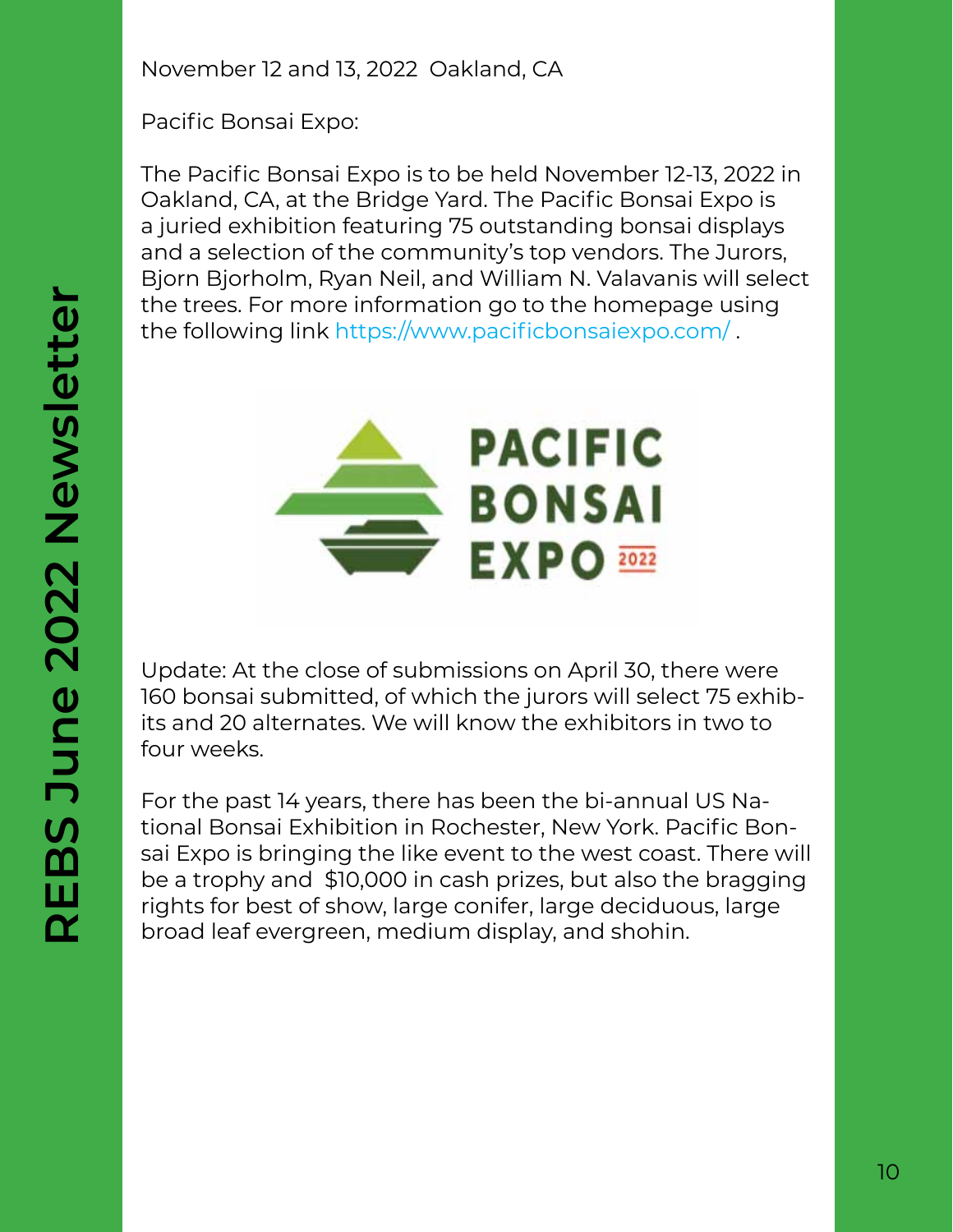November 12 and 13, 2022  Oakland, CA

Pacific Bonsai Expo:

The Pacific Bonsai Expo is to be held November 12-13, 2022 in Oakland, CA, at the Bridge Yard. The Pacific Bonsai Expo is a juried exhibition featuring 75 outstanding bonsai displays and a selection of the community's top vendors. The Jurors, Bjorn Bjorholm, Ryan Neil, and William N. Valavanis will select the trees. For more information go to the homepage using the following link https://www.pacificbonsaiexpo.com/ .

Update: At the close of submissions on April 30, there were 160 bonsai submitted, of which the jurors will select 75 exhibits and 20 alternates. We will know the exhibitors in two to four weeks.

For the past 14 years, there has been the bi-annual US National Bonsai Exhibition in Rochester, New York. Pacific Bonsai Expo is bringing the like event to the west coast. There will be a trophy and  $10,000 in cash prizes, but also the bragging rights for best of show, large conifer, large deciduous, large broad leaf evergreen, medium display, and shohin.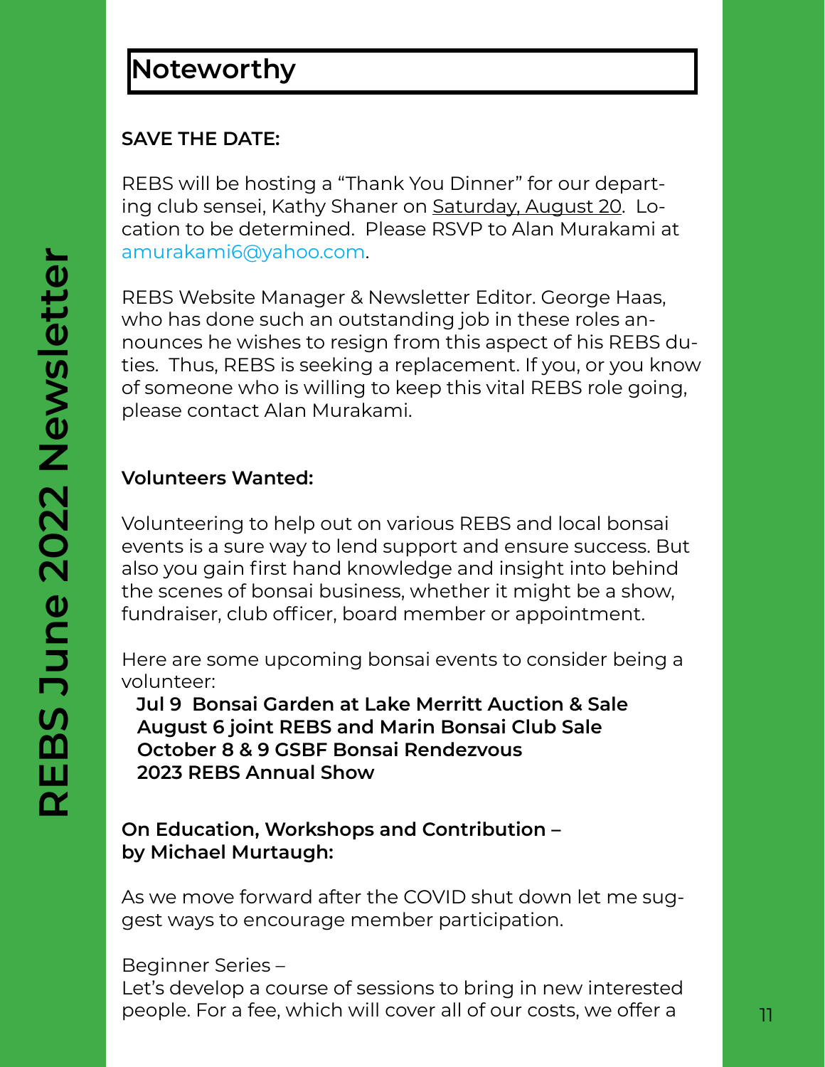# Noteworthy

**SAVE THE DATE:**

REBS will be hosting a "Thank You Dinner" for our departing club sensei, Kathy Shaner on Saturday, August 20. Location to be determined. Please RSVP to Alan Murakami at amurakami6@yahoo.com.

REBS Website Manager & Newsletter Editor. George Haas, who has done such an outstanding job in these roles announces he wishes to resign from this aspect of his REBS duties. Thus, REBS is seeking a replacement. If you, or you know of someone who is willing to keep this vital REBS role going, please contact Alan Murakami.

**Volunteers Wanted:**

Volunteering to help out on various REBS and local bonsai events is a sure way to lend support and ensure success. But also you gain first hand knowledge and insight into behind the scenes of bonsai business, whether it might be a show, fundraiser, club officer, board member or appointment.

Here are some upcoming bonsai events to consider being a volunteer:

**Jul 9 Bonsai Garden at Lake Merritt Auction & Sale**
**August 6 joint REBS and Marin Bonsai Club Sale**
**October 8 & 9 GSBF Bonsai Rendezvous**
**2023 REBS Annual Show**

**On Education, Workshops and Contribution – by Michael Murtaugh:**

As we move forward after the COVID shut down let me suggest ways to encourage member participation.

Beginner Series –
Let's develop a course of sessions to bring in new interested people. For a fee, which will cover all of our costs, we offer a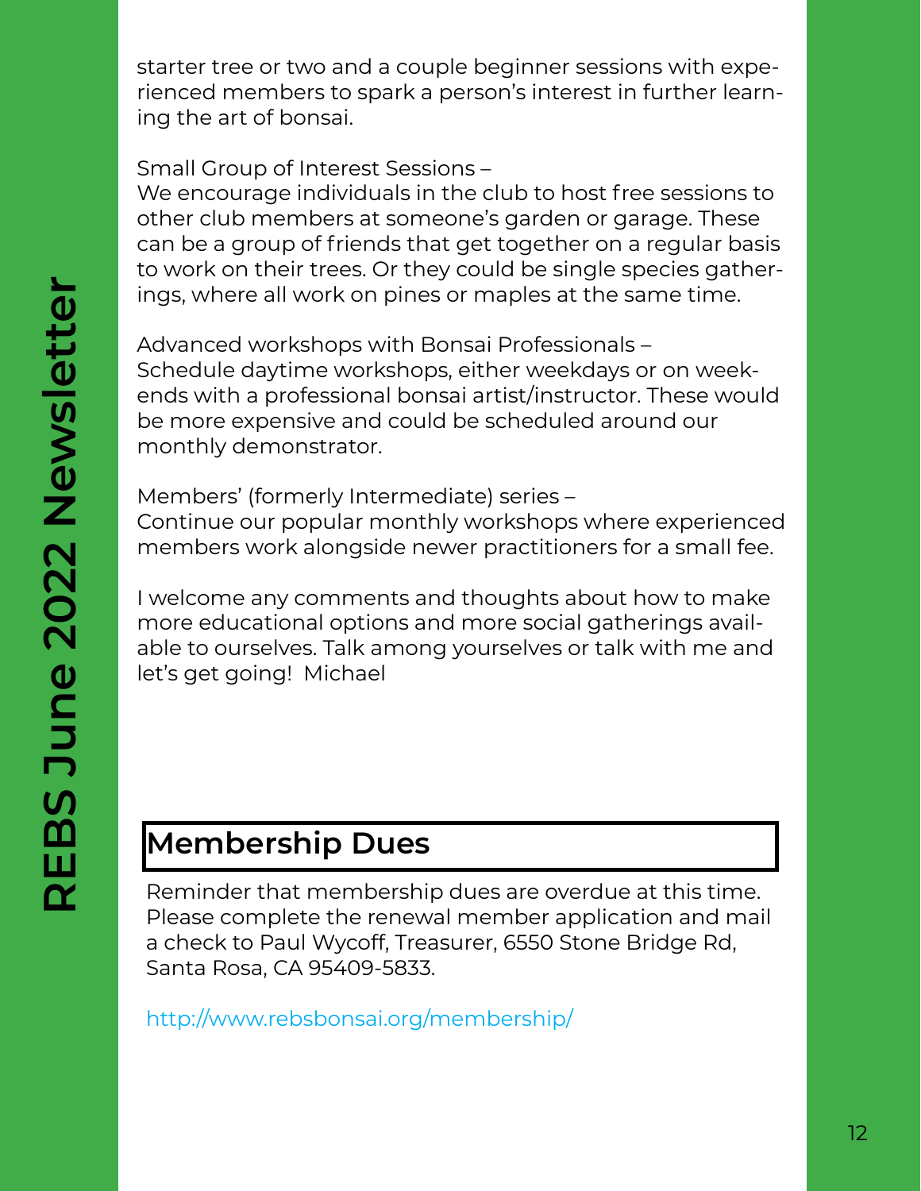starter tree or two and a couple beginner sessions with experienced members to spark a person's interest in further learning the art of bonsai.

Small Group of Interest Sessions –
We encourage individuals in the club to host free sessions to other club members at someone's garden or garage. These can be a group of friends that get together on a regular basis to work on their trees. Or they could be single species gatherings, where all work on pines or maples at the same time.

Advanced workshops with Bonsai Professionals –
Schedule daytime workshops, either weekdays or on weekends with a professional bonsai artist/instructor. These would be more expensive and could be scheduled around our monthly demonstrator.

Members' (formerly Intermediate) series –
Continue our popular monthly workshops where experienced members work alongside newer practitioners for a small fee.

I welcome any comments and thoughts about how to make more educational options and more social gatherings available to ourselves. Talk among yourselves or talk with me and let's get going! Michael

## Membership Dues

Reminder that membership dues are overdue at this time. Please complete the renewal member application and mail a check to Paul Wycoff, Treasurer, 6550 Stone Bridge Rd, Santa Rosa, CA 95409-5833.

http://www.rebsbonsai.org/membership/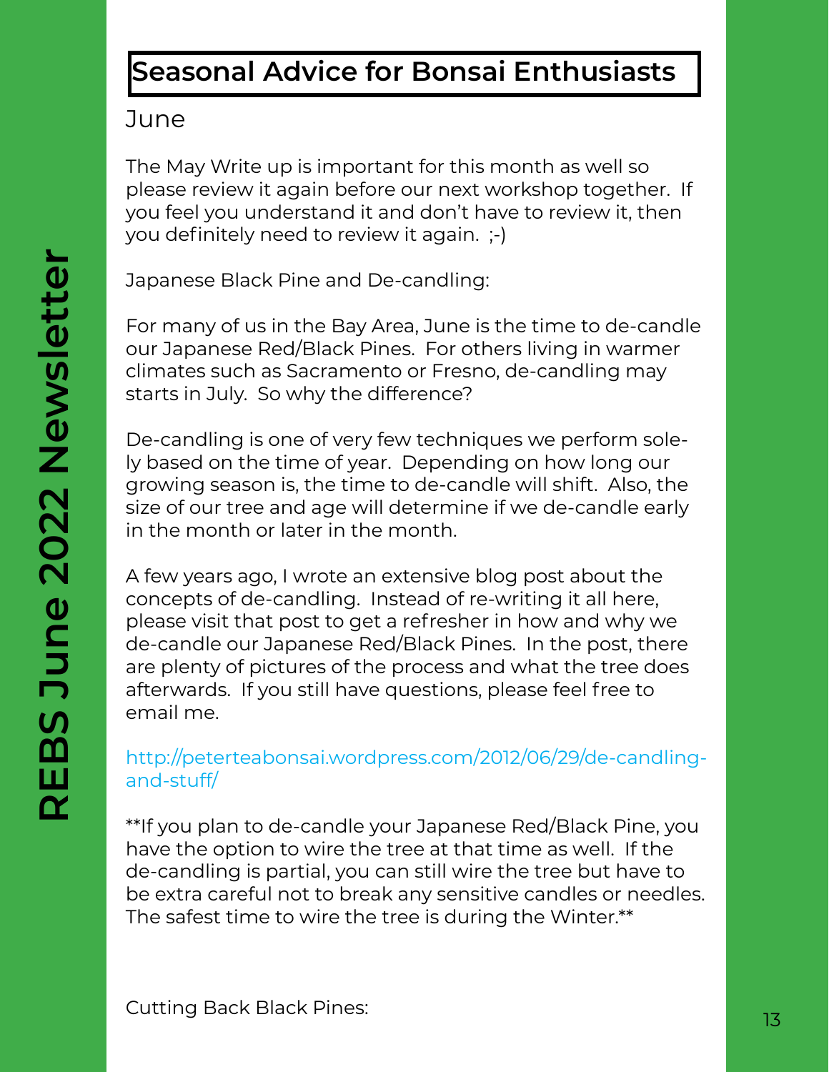# Seasonal Advice for Bonsai Enthusiasts

June

The May Write up is important for this month as well so please review it again before our next workshop together. If you feel you understand it and don't have to review it, then you definitely need to review it again. ;-)

Japanese Black Pine and De-candling:

For many of us in the Bay Area, June is the time to de-candle our Japanese Red/Black Pines. For others living in warmer climates such as Sacramento or Fresno, de-candling may starts in July. So why the difference?

De-candling is one of very few techniques we perform solely based on the time of year. Depending on how long our growing season is, the time to de-candle will shift. Also, the size of our tree and age will determine if we de-candle early in the month or later in the month.

A few years ago, I wrote an extensive blog post about the concepts of de-candling. Instead of re-writing it all here, please visit that post to get a refresher in how and why we de-candle our Japanese Red/Black Pines. In the post, there are plenty of pictures of the process and what the tree does afterwards. If you still have questions, please feel free to email me.

http://peterteabonsai.wordpress.com/2012/06/29/de-candling-and-stuff/

**If you plan to de-candle your Japanese Red/Black Pine, you have the option to wire the tree at that time as well. If the de-candling is partial, you can still wire the tree but have to be extra careful not to break any sensitive candles or needles. The safest time to wire the tree is during the Winter.**

Cutting Back Black Pines: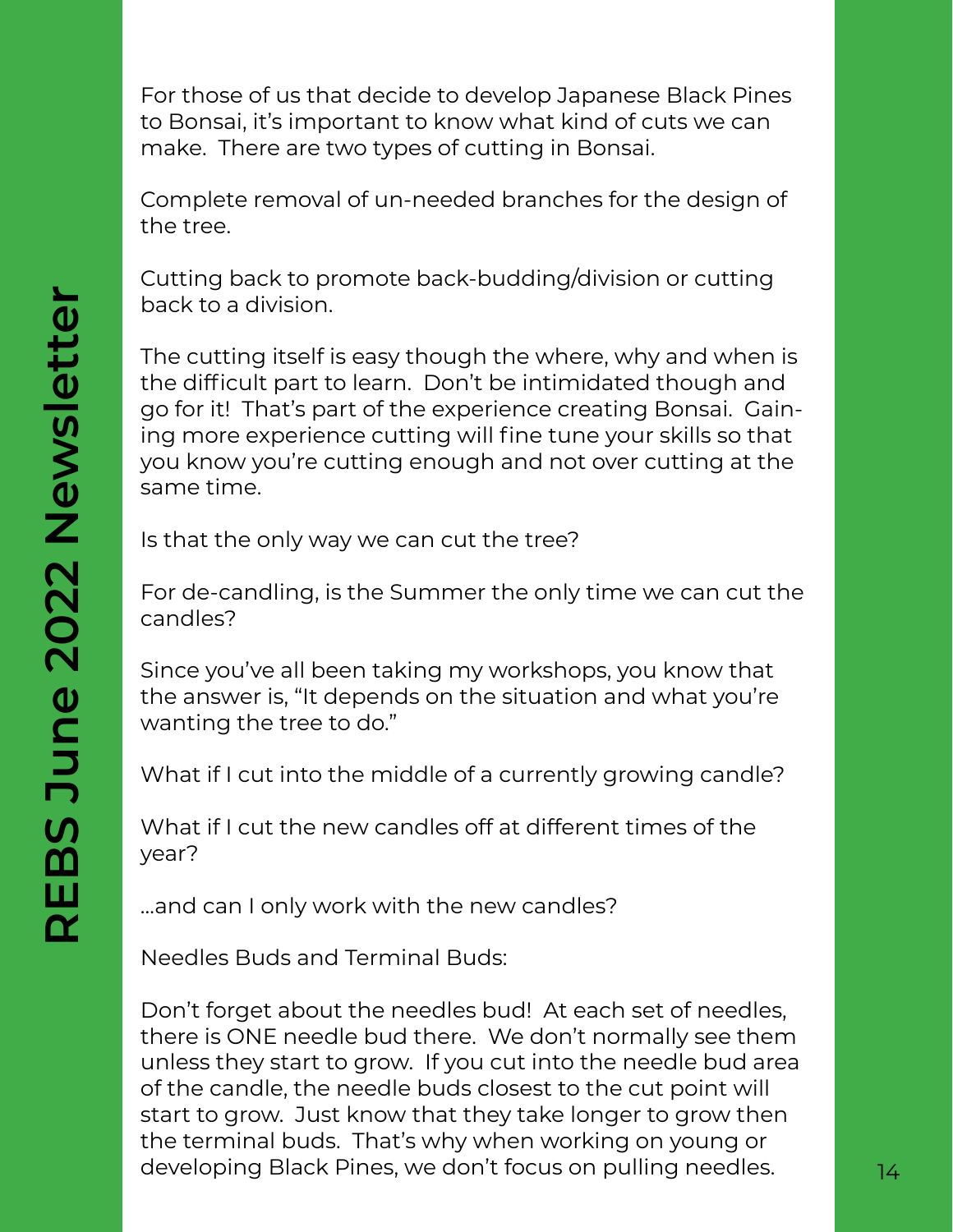For those of us that decide to develop Japanese Black Pines to Bonsai, it's important to know what kind of cuts we can make.  There are two types of cutting in Bonsai.

Complete removal of un-needed branches for the design of the tree.

Cutting back to promote back-budding/division or cutting back to a division.

The cutting itself is easy though the where, why and when is the difficult part to learn.  Don't be intimidated though and go for it!  That's part of the experience creating Bonsai.  Gaining more experience cutting will fine tune your skills so that you know you're cutting enough and not over cutting at the same time.

Is that the only way we can cut the tree?

For de-candling, is the Summer the only time we can cut the candles?

Since you've all been taking my workshops, you know that the answer is, "It depends on the situation and what you're wanting the tree to do."

What if I cut into the middle of a currently growing candle?

What if I cut the new candles off at different times of the year?

...and can I only work with the new candles?

Needles Buds and Terminal Buds:

Don't forget about the needles bud!  At each set of needles, there is ONE needle bud there.  We don't normally see them unless they start to grow.  If you cut into the needle bud area of the candle, the needle buds closest to the cut point will start to grow.  Just know that they take longer to grow then the terminal buds.  That's why when working on young or developing Black Pines, we don't focus on pulling needles.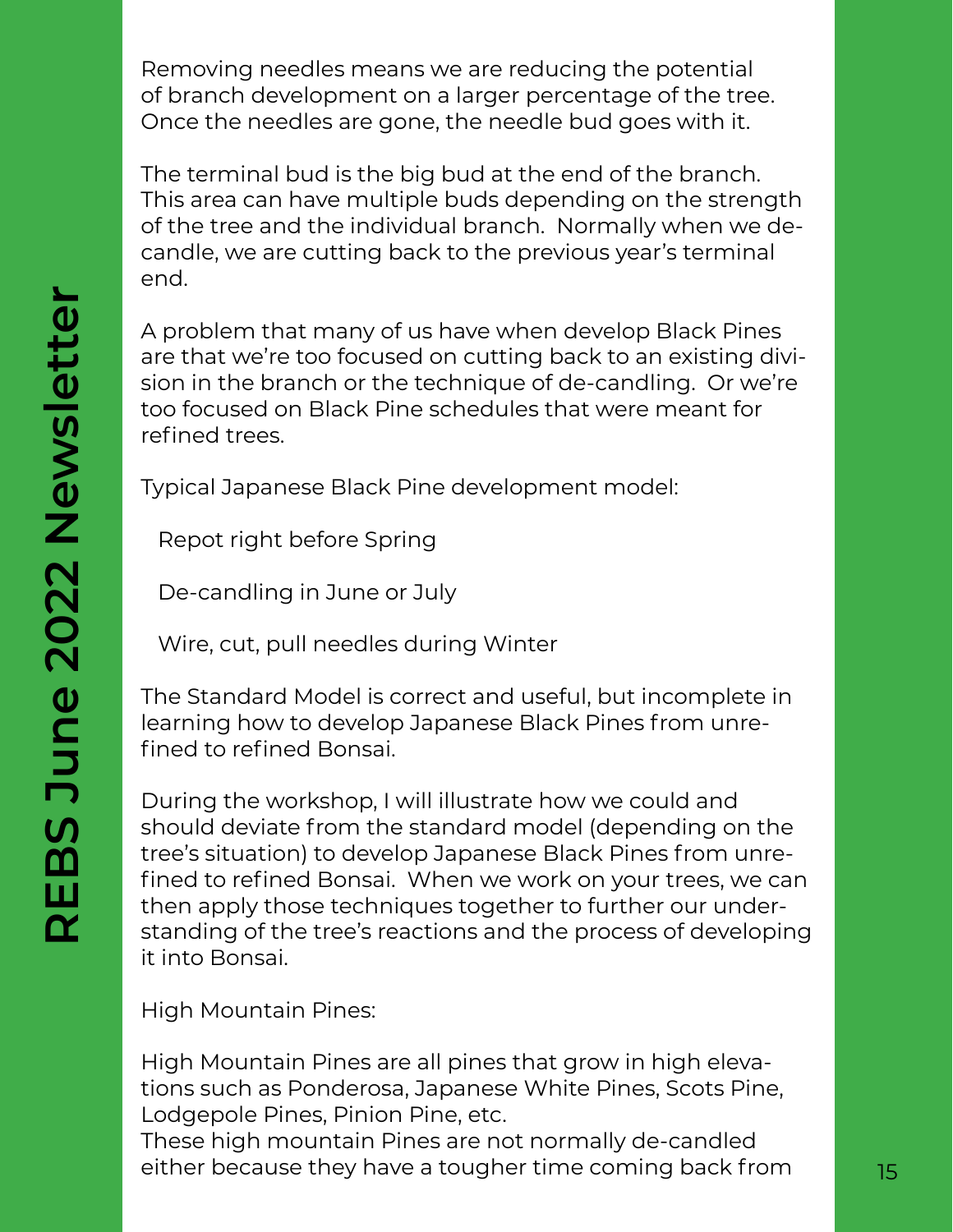Removing needles means we are reducing the potential of branch development on a larger percentage of the tree. Once the needles are gone, the needle bud goes with it.

The terminal bud is the big bud at the end of the branch. This area can have multiple buds depending on the strength of the tree and the individual branch. Normally when we de-candle, we are cutting back to the previous year's terminal end.

A problem that many of us have when develop Black Pines are that we're too focused on cutting back to an existing division in the branch or the technique of de-candling. Or we're too focused on Black Pine schedules that were meant for refined trees.

Typical Japanese Black Pine development model:

Repot right before Spring

De-candling in June or July

Wire, cut, pull needles during Winter

The Standard Model is correct and useful, but incomplete in learning how to develop Japanese Black Pines from unrefined to refined Bonsai.

During the workshop, I will illustrate how we could and should deviate from the standard model (depending on the tree's situation) to develop Japanese Black Pines from unrefined to refined Bonsai. When we work on your trees, we can then apply those techniques together to further our understanding of the tree's reactions and the process of developing it into Bonsai.

High Mountain Pines:

High Mountain Pines are all pines that grow in high elevations such as Ponderosa, Japanese White Pines, Scots Pine, Lodgepole Pines, Pinion Pine, etc.
These high mountain Pines are not normally de-candled either because they have a tougher time coming back from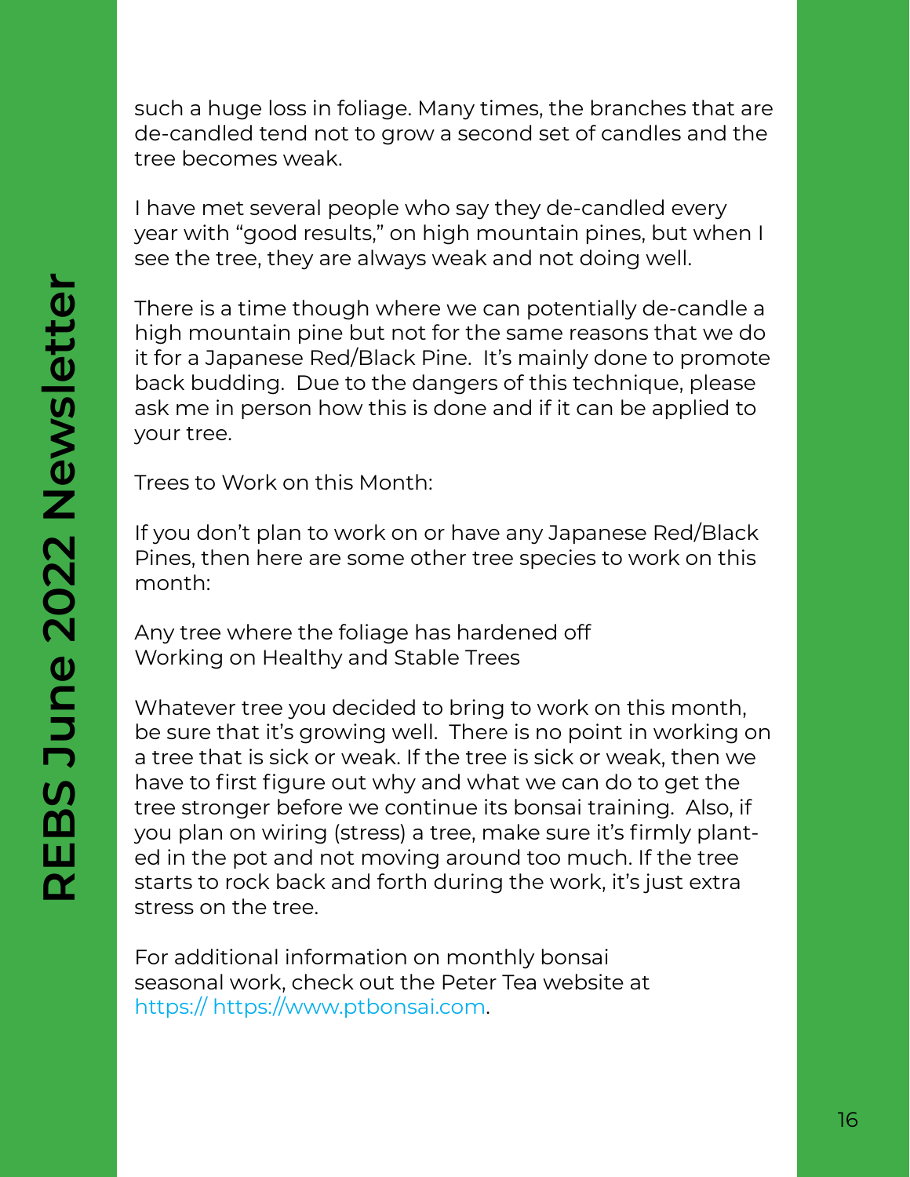such a huge loss in foliage. Many times, the branches that are de-candled tend not to grow a second set of candles and the tree becomes weak.

I have met several people who say they de-candled every year with "good results," on high mountain pines, but when I see the tree, they are always weak and not doing well.

There is a time though where we can potentially de-candle a high mountain pine but not for the same reasons that we do it for a Japanese Red/Black Pine. It's mainly done to promote back budding. Due to the dangers of this technique, please ask me in person how this is done and if it can be applied to your tree.

Trees to Work on this Month:

If you don't plan to work on or have any Japanese Red/Black Pines, then here are some other tree species to work on this month:

Any tree where the foliage has hardened off
Working on Healthy and Stable Trees

Whatever tree you decided to bring to work on this month, be sure that it's growing well. There is no point in working on a tree that is sick or weak. If the tree is sick or weak, then we have to first figure out why and what we can do to get the tree stronger before we continue its bonsai training. Also, if you plan on wiring (stress) a tree, make sure it's firmly planted in the pot and not moving around too much. If the tree starts to rock back and forth during the work, it's just extra stress on the tree.

For additional information on monthly bonsai seasonal work, check out the Peter Tea website at https:// https://www.ptbonsai.com.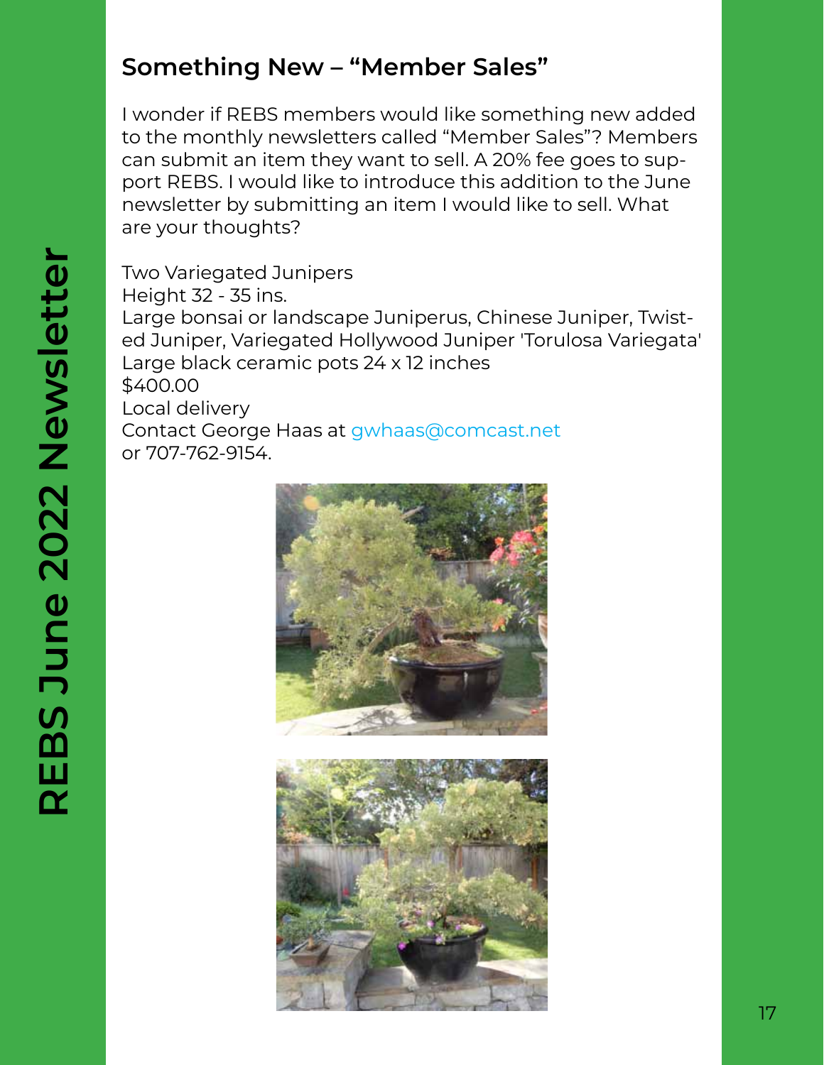## Something New – "Member Sales"

I wonder if REBS members would like something new added to the monthly newsletters called "Member Sales"? Members can submit an item they want to sell. A 20% fee goes to support REBS. I would like to introduce this addition to the June newsletter by submitting an item I would like to sell. What are your thoughts?

Two Variegated Junipers
Height 32 - 35 ins.
Large bonsai or landscape Juniperus, Chinese Juniper, Twisted Juniper, Variegated Hollywood Juniper 'Torulosa Variegata'
Large black ceramic pots 24 x 12 inches
$400.00
Local delivery
Contact George Haas at gwhaas@comcast.net
or 707-762-9154.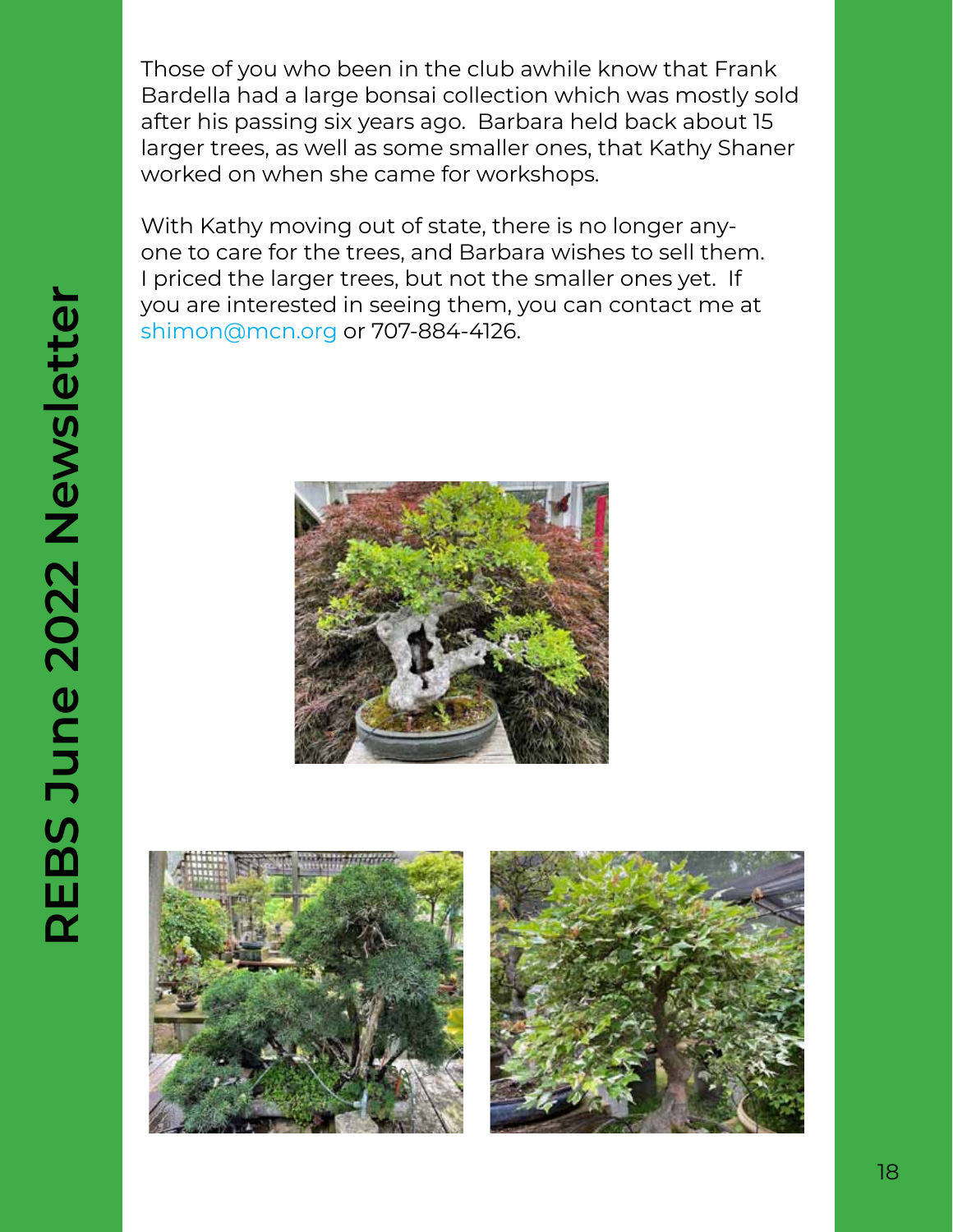Those of you who been in the club awhile know that Frank Bardella had a large bonsai collection which was mostly sold after his passing six years ago. Barbara held back about 15 larger trees, as well as some smaller ones, that Kathy Shaner worked on when she came for workshops.

With Kathy moving out of state, there is no longer anyone to care for the trees, and Barbara wishes to sell them. I priced the larger trees, but not the smaller ones yet. If you are interested in seeing them, you can contact me at shimon@mcn.org or 707-884-4126.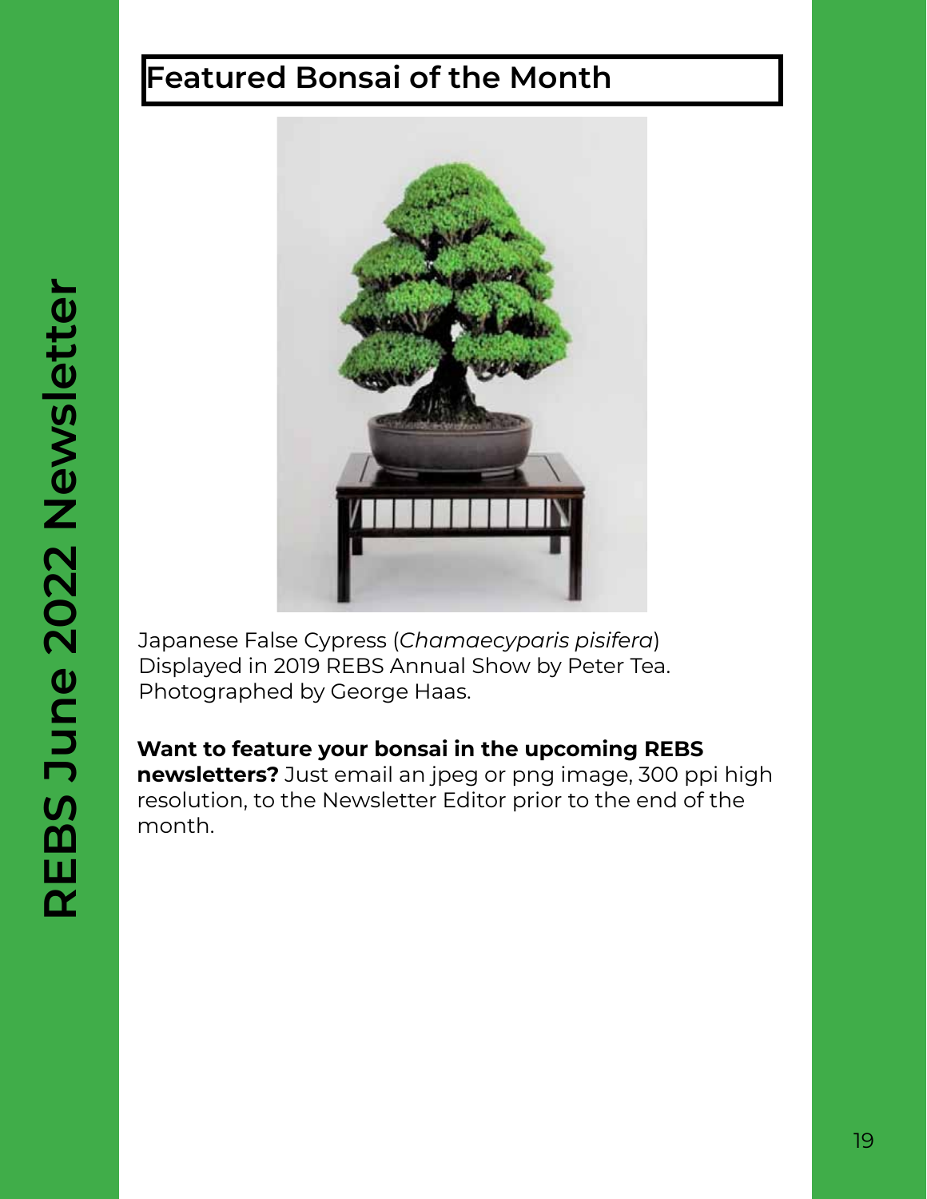# Featured Bonsai of the Month

Japanese False Cypress (*Chamaecyparis pisifera*)
Displayed in 2019 REBS Annual Show by Peter Tea.
Photographed by George Haas.

**Want to feature your bonsai in the upcoming REBS newsletters?** Just email an jpeg or png image, 300 ppi high resolution, to the Newsletter Editor prior to the end of the month.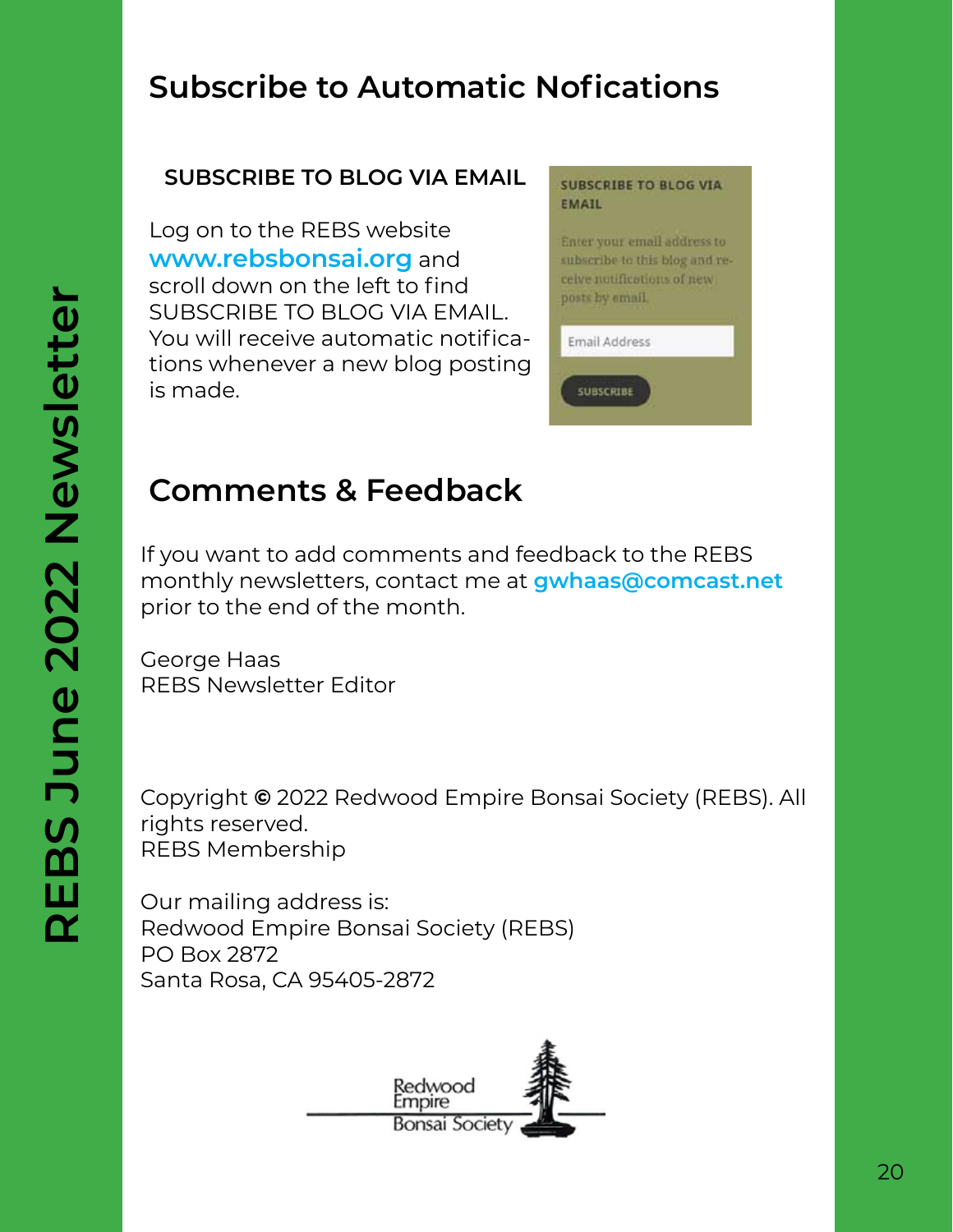## Subscribe to Automatic Nofications

### SUBSCRIBE TO BLOG VIA EMAIL

Log on to the REBS website **www.rebsbonsai.org** and scroll down on the left to find SUBSCRIBE TO BLOG VIA EMAIL. You will receive automatic notifications whenever a new blog posting is made.

SUBSCRIBE TO BLOG VIA EMAIL

Enter your email address to subscribe to this blog and receive notifications of new posts by email.

Email Address

SUBSCRIBE

## Comments & Feedback

If you want to add comments and feedback to the REBS monthly newsletters, contact me at **gwhaas@comcast.net** prior to the end of the month.

George Haas
REBS Newsletter Editor

Copyright © 2022 Redwood Empire Bonsai Society (REBS). All rights reserved.
REBS Membership

Our mailing address is:
Redwood Empire Bonsai Society (REBS)
PO Box 2872
Santa Rosa, CA 95405-2872

Redwood Empire Bonsai Society